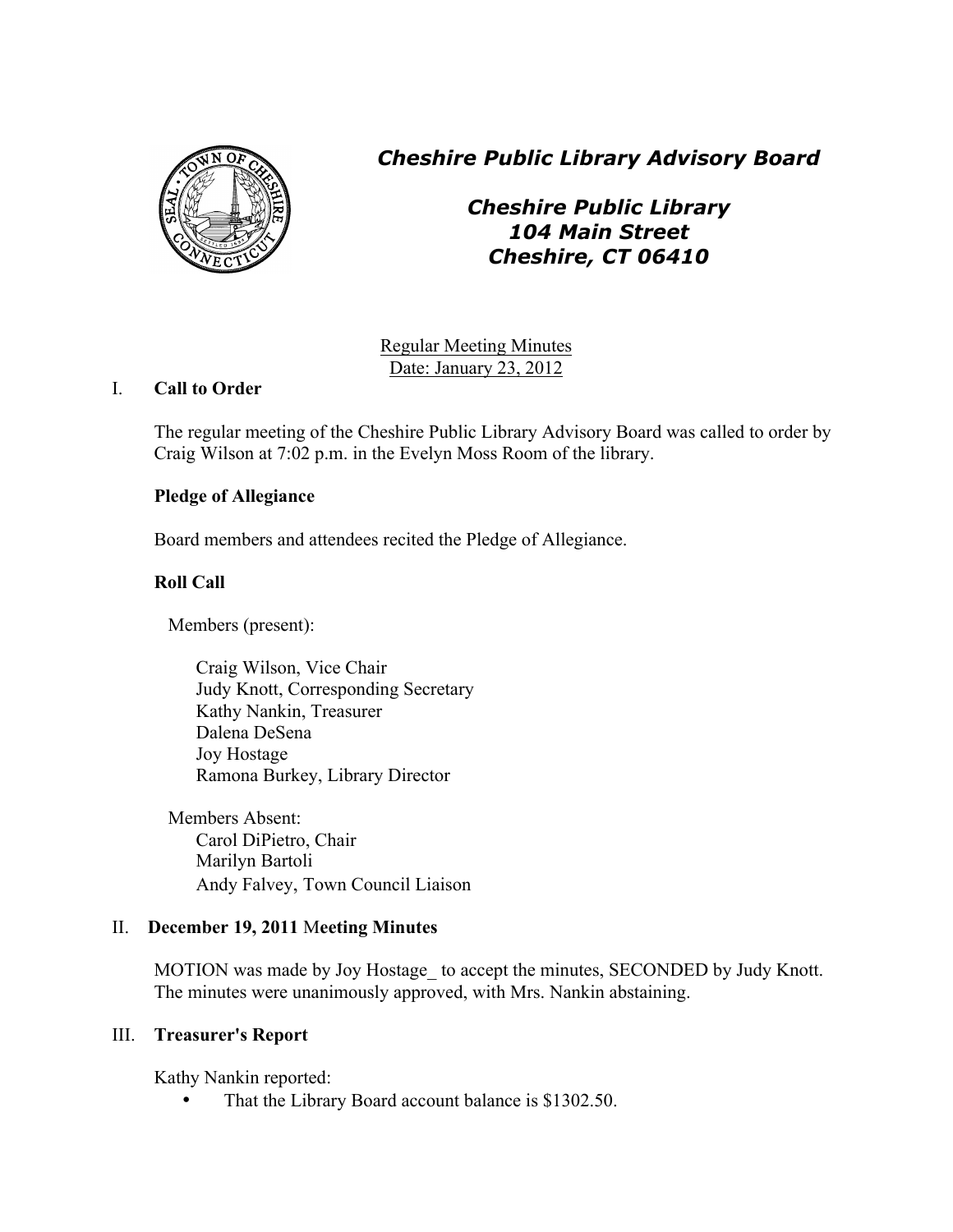# *Cheshire Public Library Advisory Board*

## *Cheshire Public Library*
## *104 Main Street*
## *Cheshire, CT 06410*

Regular Meeting Minutes
Date: January 23, 2012

## I. **Call to Order**

The regular meeting of the Cheshire Public Library Advisory Board was called to order by Craig Wilson at 7:02 p.m. in the Evelyn Moss Room of the library.

**Pledge of Allegiance**

Board members and attendees recited the Pledge of Allegiance.

**Roll Call**

Members (present):

Craig Wilson, Vice Chair
Judy Knott, Corresponding Secretary
Kathy Nankin, Treasurer
Dalena DeSena
Joy Hostage
Ramona Burkey, Library Director

Members Absent:
Carol DiPietro, Chair
Marilyn Bartoli
Andy Falvey, Town Council Liaison

## II. **December 19, 2011 Meeting Minutes**

MOTION was made by Joy Hostage_ to accept the minutes, SECONDED by Judy Knott. The minutes were unanimously approved, with Mrs. Nankin abstaining.

## III. **Treasurer's Report**

Kathy Nankin reported:

- That the Library Board account balance is $1302.50.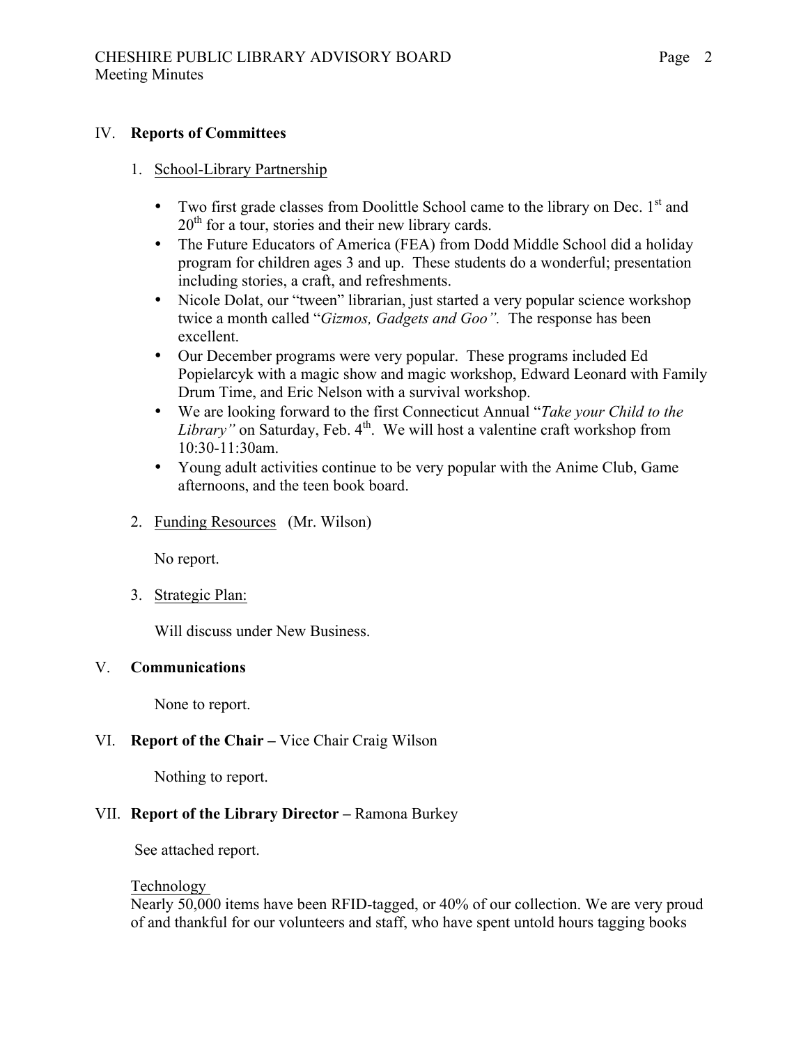## IV. **Reports of Committees**

1. <u>School-Library Partnership</u>

   - Two first grade classes from Doolittle School came to the library on Dec. 1st and 20th for a tour, stories and their new library cards.
   - The Future Educators of America (FEA) from Dodd Middle School did a holiday program for children ages 3 and up. These students do a wonderful; presentation including stories, a craft, and refreshments.
   - Nicole Dolat, our "tween" librarian, just started a very popular science workshop twice a month called "*Gizmos, Gadgets and Goo"*. The response has been excellent.
   - Our December programs were very popular. These programs included Ed Popielarcyk with a magic show and magic workshop, Edward Leonard with Family Drum Time, and Eric Nelson with a survival workshop.
   - We are looking forward to the first Connecticut Annual "*Take your Child to the Library"* on Saturday, Feb. 4th. We will host a valentine craft workshop from 10:30-11:30am.
   - Young adult activities continue to be very popular with the Anime Club, Game afternoons, and the teen book board.

2. <u>Funding Resources</u> (Mr. Wilson)

   No report.

3. <u>Strategic Plan:</u>

   Will discuss under New Business.

## V. **Communications**

None to report.

## VI. **Report of the Chair –** Vice Chair Craig Wilson

Nothing to report.

## VII. **Report of the Library Director –** Ramona Burkey

See attached report.

<u>Technology</u>

Nearly 50,000 items have been RFID-tagged, or 40% of our collection. We are very proud of and thankful for our volunteers and staff, who have spent untold hours tagging books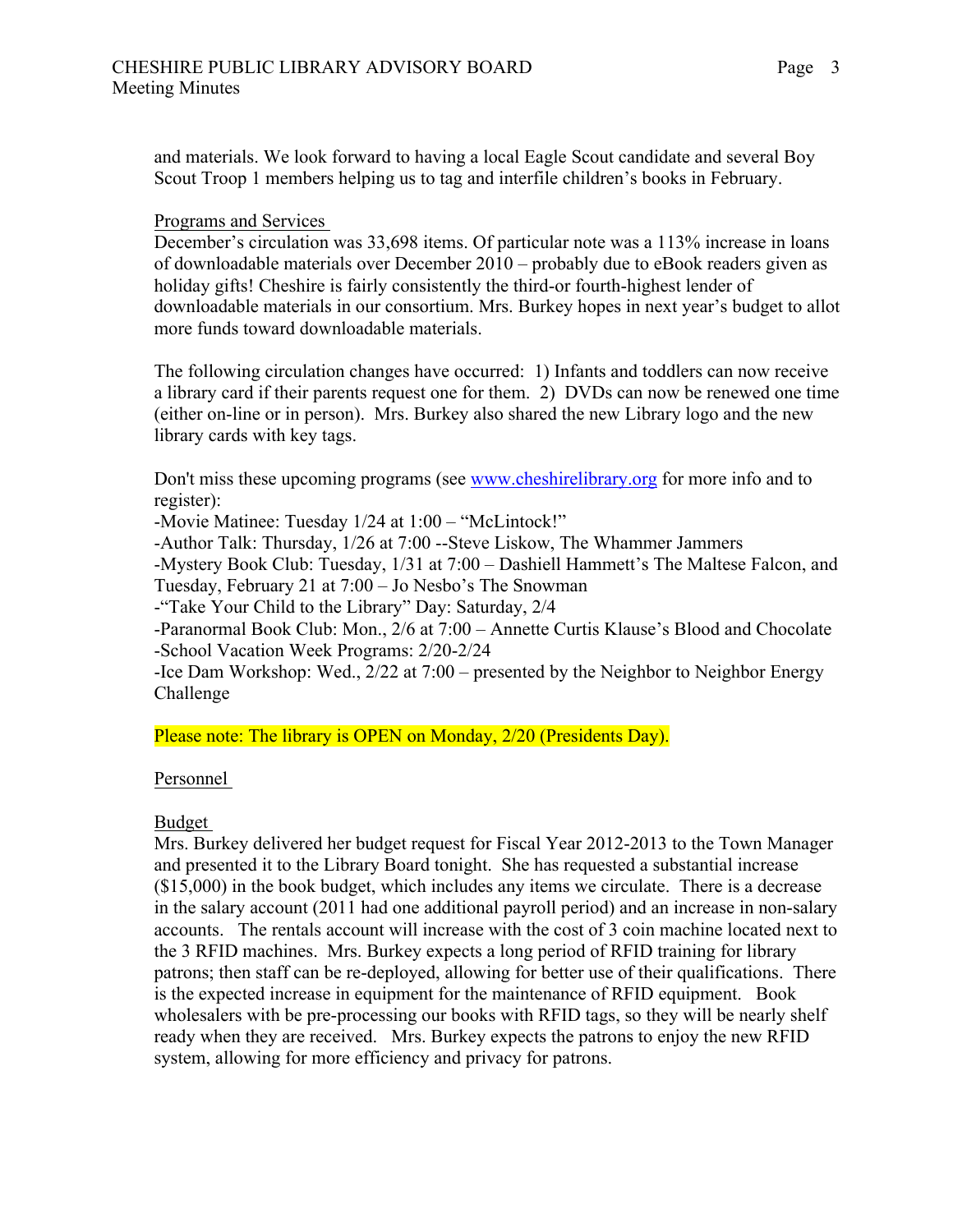and materials. We look forward to having a local Eagle Scout candidate and several Boy Scout Troop 1 members helping us to tag and interfile children's books in February.

Programs and Services

December's circulation was 33,698 items. Of particular note was a 113% increase in loans of downloadable materials over December 2010 – probably due to eBook readers given as holiday gifts! Cheshire is fairly consistently the third-or fourth-highest lender of downloadable materials in our consortium. Mrs. Burkey hopes in next year's budget to allot more funds toward downloadable materials.

The following circulation changes have occurred: 1) Infants and toddlers can now receive a library card if their parents request one for them. 2) DVDs can now be renewed one time (either on-line or in person). Mrs. Burkey also shared the new Library logo and the new library cards with key tags.

Don't miss these upcoming programs (see [www.cheshirelibrary.org](http://www.cheshirelibrary.org) for more info and to register):
-Movie Matinee: Tuesday 1/24 at 1:00 – "McLintock!"
-Author Talk: Thursday, 1/26 at 7:00 --Steve Liskow, The Whammer Jammers
-Mystery Book Club: Tuesday, 1/31 at 7:00 – Dashiell Hammett's The Maltese Falcon, and Tuesday, February 21 at 7:00 – Jo Nesbo's The Snowman
-"Take Your Child to the Library" Day: Saturday, 2/4
-Paranormal Book Club: Mon., 2/6 at 7:00 – Annette Curtis Klause's Blood and Chocolate
-School Vacation Week Programs: 2/20-2/24
-Ice Dam Workshop: Wed., 2/22 at 7:00 – presented by the Neighbor to Neighbor Energy Challenge

Please note: The library is OPEN on Monday, 2/20 (Presidents Day).

Personnel

Budget

Mrs. Burkey delivered her budget request for Fiscal Year 2012-2013 to the Town Manager and presented it to the Library Board tonight. She has requested a substantial increase ($15,000) in the book budget, which includes any items we circulate. There is a decrease in the salary account (2011 had one additional payroll period) and an increase in non-salary accounts. The rentals account will increase with the cost of 3 coin machine located next to the 3 RFID machines. Mrs. Burkey expects a long period of RFID training for library patrons; then staff can be re-deployed, allowing for better use of their qualifications. There is the expected increase in equipment for the maintenance of RFID equipment. Book wholesalers with be pre-processing our books with RFID tags, so they will be nearly shelf ready when they are received. Mrs. Burkey expects the patrons to enjoy the new RFID system, allowing for more efficiency and privacy for patrons.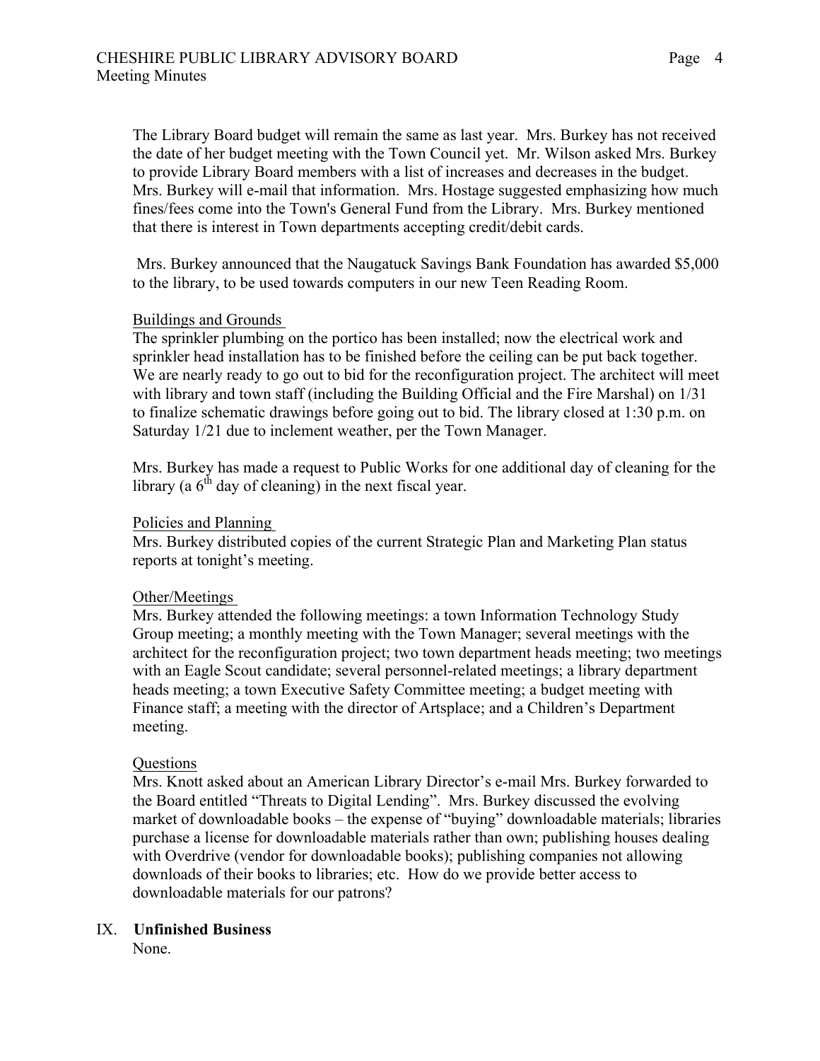The Library Board budget will remain the same as last year. Mrs. Burkey has not received the date of her budget meeting with the Town Council yet. Mr. Wilson asked Mrs. Burkey to provide Library Board members with a list of increases and decreases in the budget. Mrs. Burkey will e-mail that information. Mrs. Hostage suggested emphasizing how much fines/fees come into the Town's General Fund from the Library. Mrs. Burkey mentioned that there is interest in Town departments accepting credit/debit cards.

Mrs. Burkey announced that the Naugatuck Savings Bank Foundation has awarded $5,000 to the library, to be used towards computers in our new Teen Reading Room.

Buildings and Grounds

The sprinkler plumbing on the portico has been installed; now the electrical work and sprinkler head installation has to be finished before the ceiling can be put back together. We are nearly ready to go out to bid for the reconfiguration project. The architect will meet with library and town staff (including the Building Official and the Fire Marshal) on 1/31 to finalize schematic drawings before going out to bid. The library closed at 1:30 p.m. on Saturday 1/21 due to inclement weather, per the Town Manager.

Mrs. Burkey has made a request to Public Works for one additional day of cleaning for the library (a 6th day of cleaning) in the next fiscal year.

Policies and Planning

Mrs. Burkey distributed copies of the current Strategic Plan and Marketing Plan status reports at tonight's meeting.

Other/Meetings

Mrs. Burkey attended the following meetings: a town Information Technology Study Group meeting; a monthly meeting with the Town Manager; several meetings with the architect for the reconfiguration project; two town department heads meeting; two meetings with an Eagle Scout candidate; several personnel-related meetings; a library department heads meeting; a town Executive Safety Committee meeting; a budget meeting with Finance staff; a meeting with the director of Artsplace; and a Children's Department meeting.

Questions

Mrs. Knott asked about an American Library Director's e-mail Mrs. Burkey forwarded to the Board entitled "Threats to Digital Lending". Mrs. Burkey discussed the evolving market of downloadable books – the expense of "buying" downloadable materials; libraries purchase a license for downloadable materials rather than own; publishing houses dealing with Overdrive (vendor for downloadable books); publishing companies not allowing downloads of their books to libraries; etc. How do we provide better access to downloadable materials for our patrons?

IX. **Unfinished Business**

None.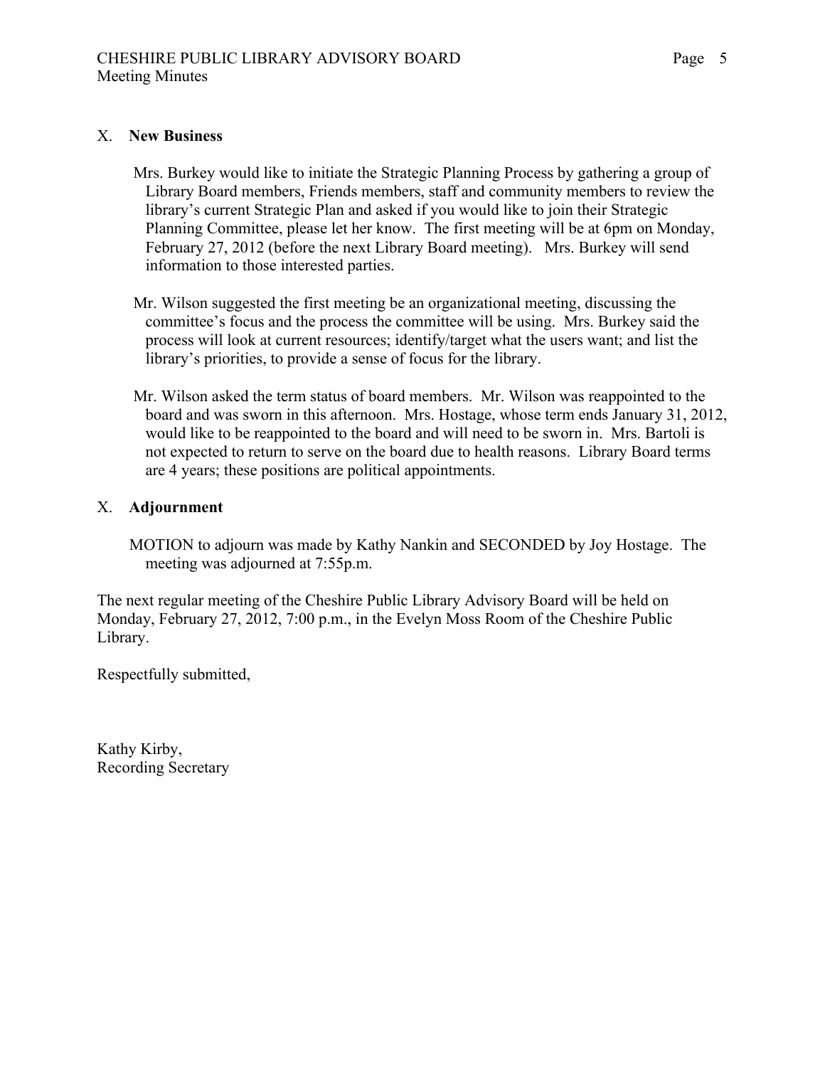## X. New Business

Mrs. Burkey would like to initiate the Strategic Planning Process by gathering a group of Library Board members, Friends members, staff and community members to review the library's current Strategic Plan and asked if you would like to join their Strategic Planning Committee, please let her know. The first meeting will be at 6pm on Monday, February 27, 2012 (before the next Library Board meeting). Mrs. Burkey will send information to those interested parties.

Mr. Wilson suggested the first meeting be an organizational meeting, discussing the committee's focus and the process the committee will be using. Mrs. Burkey said the process will look at current resources; identify/target what the users want; and list the library's priorities, to provide a sense of focus for the library.

Mr. Wilson asked the term status of board members. Mr. Wilson was reappointed to the board and was sworn in this afternoon. Mrs. Hostage, whose term ends January 31, 2012, would like to be reappointed to the board and will need to be sworn in. Mrs. Bartoli is not expected to return to serve on the board due to health reasons. Library Board terms are 4 years; these positions are political appointments.

## X. Adjournment

MOTION to adjourn was made by Kathy Nankin and SECONDED by Joy Hostage. The meeting was adjourned at 7:55p.m.

The next regular meeting of the Cheshire Public Library Advisory Board will be held on Monday, February 27, 2012, 7:00 p.m., in the Evelyn Moss Room of the Cheshire Public Library.

Respectfully submitted,

Kathy Kirby,
Recording Secretary